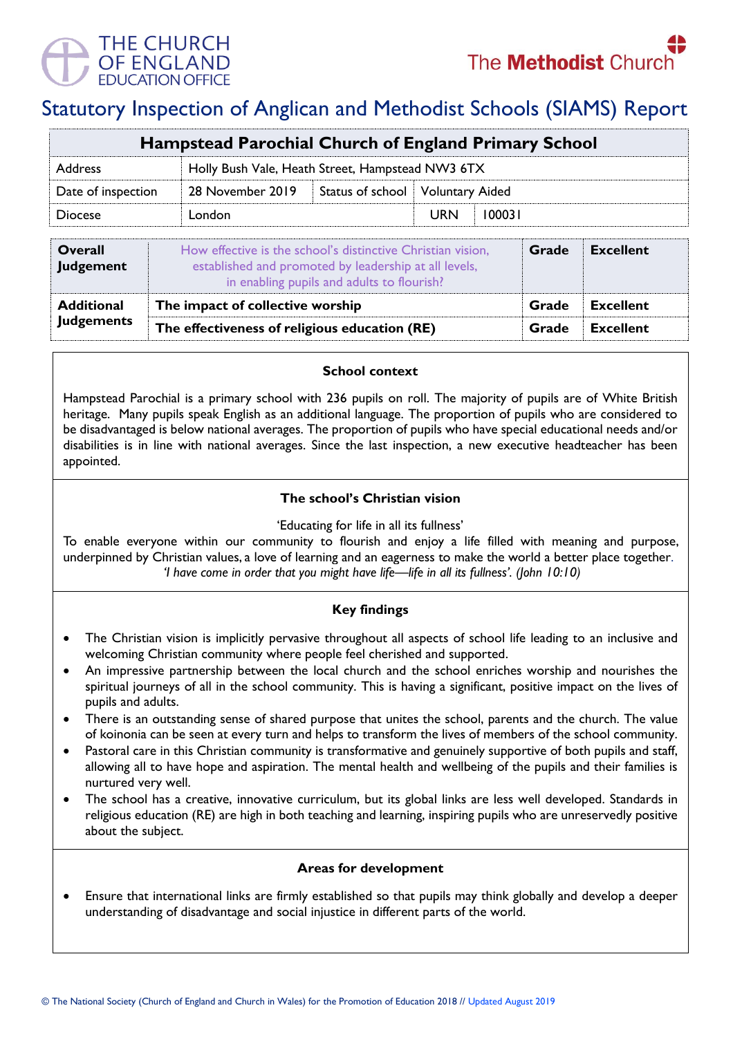THE CHURCH OF ENGLAND EDUCATION OFFICE

The Methodist Church

# Statutory Inspection of Anglican and Methodist Schools (SIAMS) Report

| Hampstead Parochial Church of England Primary School | | | |
|---|---|---|---|
| Address | Holly Bush Vale, Heath Street, Hampstead NW3 6TX | | |
| Date of inspection | 28 November 2019 | Status of school | Voluntary Aided |
| Diocese | London | URN | 100031 |

| | | | |
|---|---|---|---|
| **Overall Judgement** | How effective is the school's distinctive Christian vision, established and promoted by leadership at all levels, in enabling pupils and adults to flourish? | **Grade** | **Excellent** |
| **Additional Judgements** | **The impact of collective worship** | **Grade** | **Excellent** |
| | **The effectiveness of religious education (RE)** | **Grade** | **Excellent** |

### School context

Hampstead Parochial is a primary school with 236 pupils on roll. The majority of pupils are of White British heritage. Many pupils speak English as an additional language. The proportion of pupils who are considered to be disadvantaged is below national averages. The proportion of pupils who have special educational needs and/or disabilities is in line with national averages. Since the last inspection, a new executive headteacher has been appointed.

### The school's Christian vision

'Educating for life in all its fullness'

To enable everyone within our community to flourish and enjoy a life filled with meaning and purpose, underpinned by Christian values, a love of learning and an eagerness to make the world a better place together.

*'I have come in order that you might have life—life in all its fullness'. (John 10:10)*

### Key findings

- The Christian vision is implicitly pervasive throughout all aspects of school life leading to an inclusive and welcoming Christian community where people feel cherished and supported.
- An impressive partnership between the local church and the school enriches worship and nourishes the spiritual journeys of all in the school community. This is having a significant, positive impact on the lives of pupils and adults.
- There is an outstanding sense of shared purpose that unites the school, parents and the church. The value of koinonia can be seen at every turn and helps to transform the lives of members of the school community.
- Pastoral care in this Christian community is transformative and genuinely supportive of both pupils and staff, allowing all to have hope and aspiration. The mental health and wellbeing of the pupils and their families is nurtured very well.
- The school has a creative, innovative curriculum, but its global links are less well developed. Standards in religious education (RE) are high in both teaching and learning, inspiring pupils who are unreservedly positive about the subject.

### Areas for development

- Ensure that international links are firmly established so that pupils may think globally and develop a deeper understanding of disadvantage and social injustice in different parts of the world.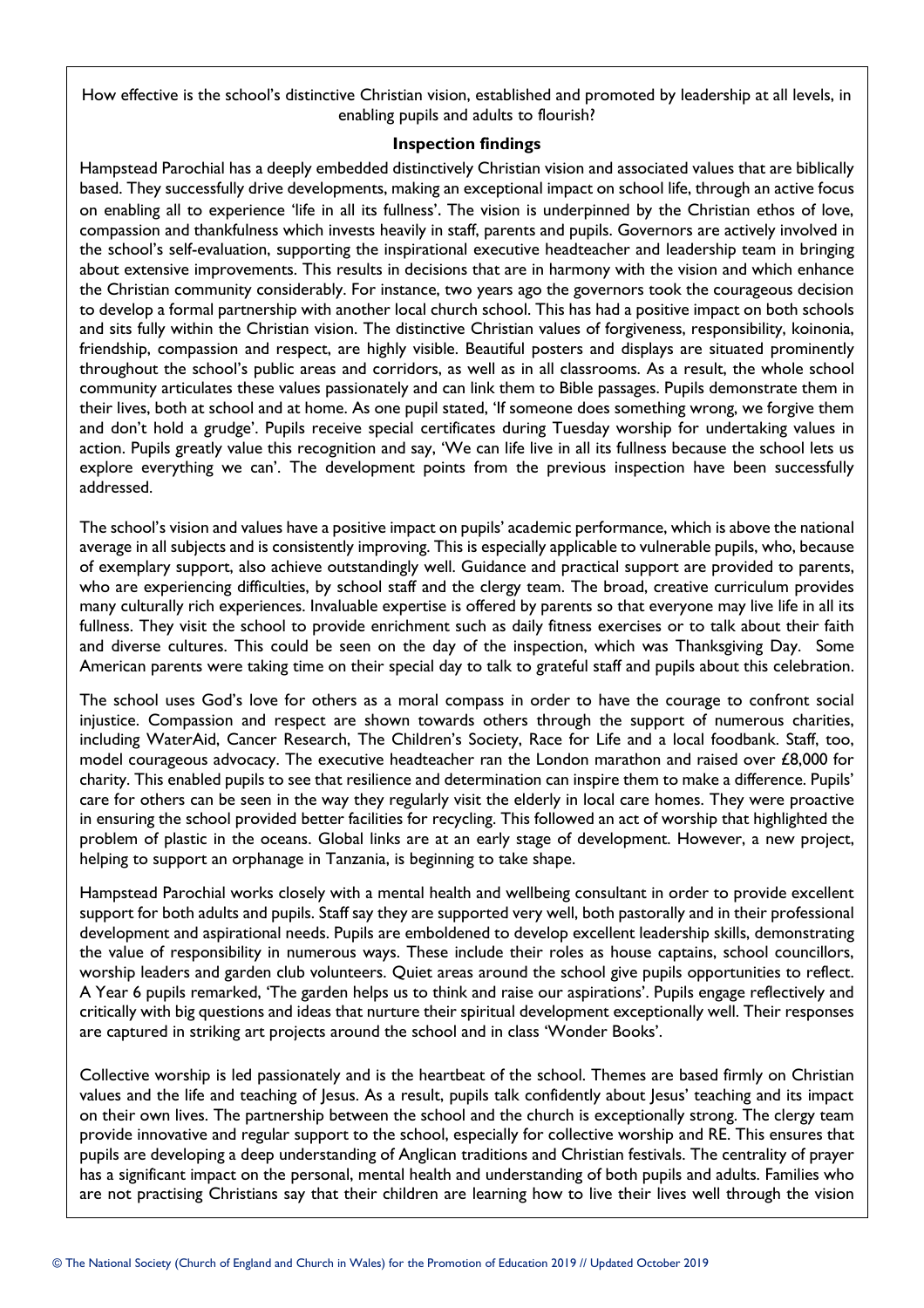How effective is the school's distinctive Christian vision, established and promoted by leadership at all levels, in enabling pupils and adults to flourish?

**Inspection findings**

Hampstead Parochial has a deeply embedded distinctively Christian vision and associated values that are biblically based. They successfully drive developments, making an exceptional impact on school life, through an active focus on enabling all to experience 'life in all its fullness'. The vision is underpinned by the Christian ethos of love, compassion and thankfulness which invests heavily in staff, parents and pupils. Governors are actively involved in the school's self-evaluation, supporting the inspirational executive headteacher and leadership team in bringing about extensive improvements. This results in decisions that are in harmony with the vision and which enhance the Christian community considerably. For instance, two years ago the governors took the courageous decision to develop a formal partnership with another local church school. This has had a positive impact on both schools and sits fully within the Christian vision. The distinctive Christian values of forgiveness, responsibility, koinonia, friendship, compassion and respect, are highly visible. Beautiful posters and displays are situated prominently throughout the school's public areas and corridors, as well as in all classrooms. As a result, the whole school community articulates these values passionately and can link them to Bible passages. Pupils demonstrate them in their lives, both at school and at home. As one pupil stated, 'If someone does something wrong, we forgive them and don't hold a grudge'. Pupils receive special certificates during Tuesday worship for undertaking values in action. Pupils greatly value this recognition and say, 'We can life live in all its fullness because the school lets us explore everything we can'. The development points from the previous inspection have been successfully addressed.

The school's vision and values have a positive impact on pupils' academic performance, which is above the national average in all subjects and is consistently improving. This is especially applicable to vulnerable pupils, who, because of exemplary support, also achieve outstandingly well. Guidance and practical support are provided to parents, who are experiencing difficulties, by school staff and the clergy team. The broad, creative curriculum provides many culturally rich experiences. Invaluable expertise is offered by parents so that everyone may live life in all its fullness. They visit the school to provide enrichment such as daily fitness exercises or to talk about their faith and diverse cultures. This could be seen on the day of the inspection, which was Thanksgiving Day. Some American parents were taking time on their special day to talk to grateful staff and pupils about this celebration.

The school uses God's love for others as a moral compass in order to have the courage to confront social injustice. Compassion and respect are shown towards others through the support of numerous charities, including WaterAid, Cancer Research, The Children's Society, Race for Life and a local foodbank. Staff, too, model courageous advocacy. The executive headteacher ran the London marathon and raised over £8,000 for charity. This enabled pupils to see that resilience and determination can inspire them to make a difference. Pupils' care for others can be seen in the way they regularly visit the elderly in local care homes. They were proactive in ensuring the school provided better facilities for recycling. This followed an act of worship that highlighted the problem of plastic in the oceans. Global links are at an early stage of development. However, a new project, helping to support an orphanage in Tanzania, is beginning to take shape.

Hampstead Parochial works closely with a mental health and wellbeing consultant in order to provide excellent support for both adults and pupils. Staff say they are supported very well, both pastorally and in their professional development and aspirational needs. Pupils are emboldened to develop excellent leadership skills, demonstrating the value of responsibility in numerous ways. These include their roles as house captains, school councillors, worship leaders and garden club volunteers. Quiet areas around the school give pupils opportunities to reflect. A Year 6 pupils remarked, 'The garden helps us to think and raise our aspirations'. Pupils engage reflectively and critically with big questions and ideas that nurture their spiritual development exceptionally well. Their responses are captured in striking art projects around the school and in class 'Wonder Books'.

Collective worship is led passionately and is the heartbeat of the school. Themes are based firmly on Christian values and the life and teaching of Jesus. As a result, pupils talk confidently about Jesus' teaching and its impact on their own lives. The partnership between the school and the church is exceptionally strong. The clergy team provide innovative and regular support to the school, especially for collective worship and RE. This ensures that pupils are developing a deep understanding of Anglican traditions and Christian festivals. The centrality of prayer has a significant impact on the personal, mental health and understanding of both pupils and adults. Families who are not practising Christians say that their children are learning how to live their lives well through the vision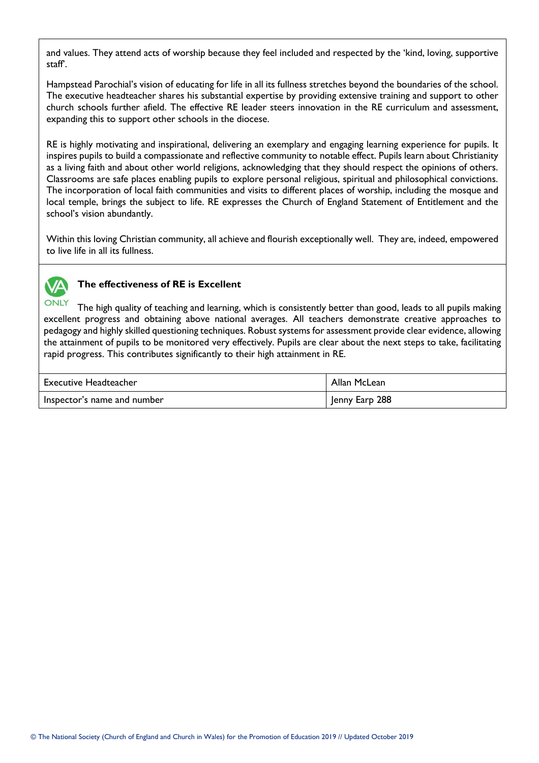and values. They attend acts of worship because they feel included and respected by the 'kind, loving, supportive staff'.

Hampstead Parochial's vision of educating for life in all its fullness stretches beyond the boundaries of the school. The executive headteacher shares his substantial expertise by providing extensive training and support to other church schools further afield. The effective RE leader steers innovation in the RE curriculum and assessment, expanding this to support other schools in the diocese.

RE is highly motivating and inspirational, delivering an exemplary and engaging learning experience for pupils. It inspires pupils to build a compassionate and reflective community to notable effect. Pupils learn about Christianity as a living faith and about other world religions, acknowledging that they should respect the opinions of others. Classrooms are safe places enabling pupils to explore personal religious, spiritual and philosophical convictions. The incorporation of local faith communities and visits to different places of worship, including the mosque and local temple, brings the subject to life. RE expresses the Church of England Statement of Entitlement and the school's vision abundantly.

Within this loving Christian community, all achieve and flourish exceptionally well. They are, indeed, empowered to live life in all its fullness.

VA ONLY

**The effectiveness of RE is Excellent**

The high quality of teaching and learning, which is consistently better than good, leads to all pupils making excellent progress and obtaining above national averages. All teachers demonstrate creative approaches to pedagogy and highly skilled questioning techniques. Robust systems for assessment provide clear evidence, allowing the attainment of pupils to be monitored very effectively. Pupils are clear about the next steps to take, facilitating rapid progress. This contributes significantly to their high attainment in RE.

| | |
|---|---|
| Executive Headteacher | Allan McLean |
| Inspector's name and number | Jenny Earp 288 |

© The National Society (Church of England and Church in Wales) for the Promotion of Education 2019 // Updated October 2019